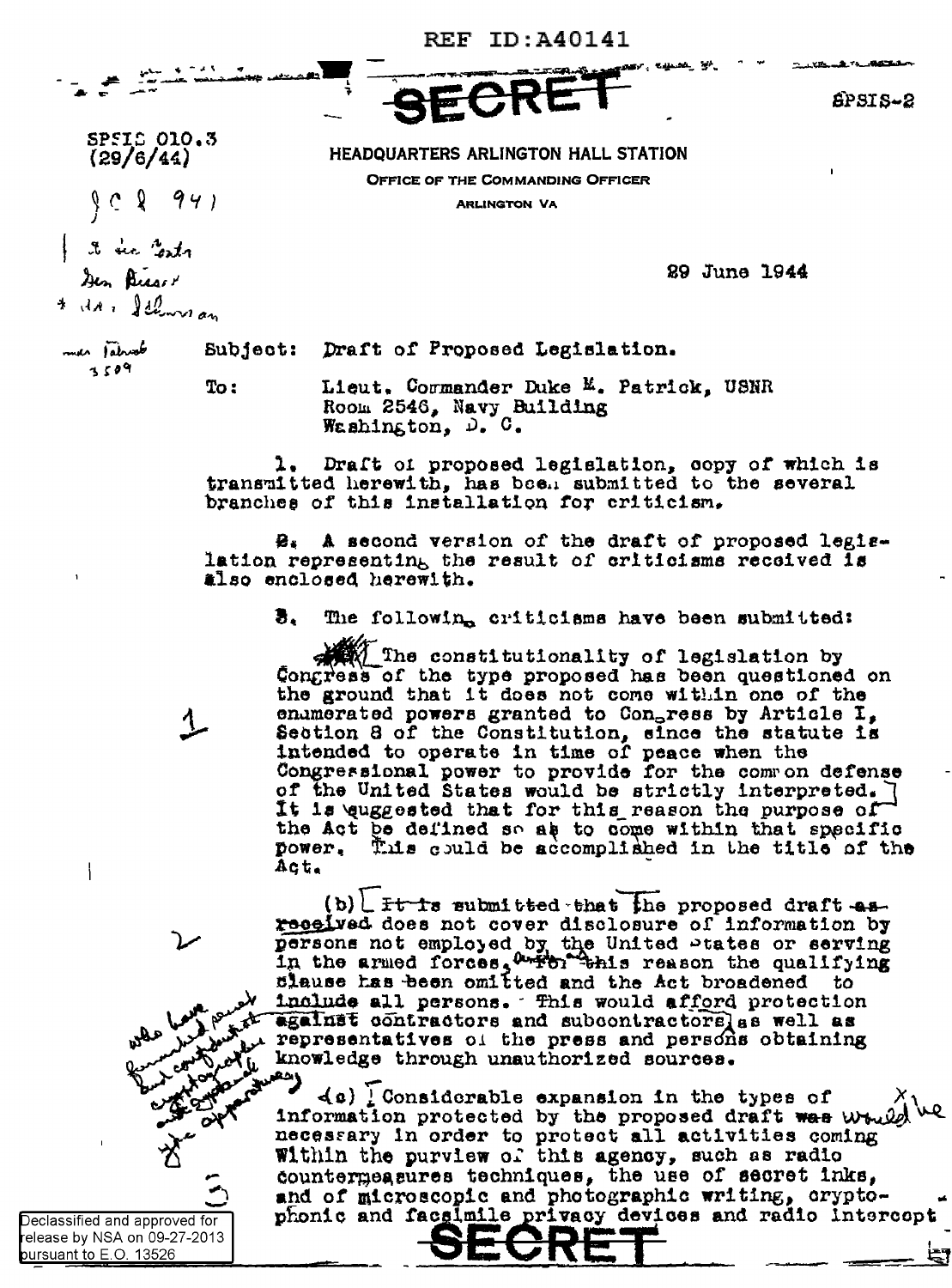REF ID:A40141

SECRET

SPSIS-2

SPSIS 010.3
(29/6/44)

HEADQUARTERS ARLINGTON HALL STATION

OFFICE OF THE COMMANDING OFFICER

ARLINGTON VA

29 June 1944

Subject: Draft of Proposed Legislation.

To: Lieut. Commander Duke M. Patrick, USNR
Room 2546, Navy Building
Washington, D. C.

1. Draft of proposed legislation, copy of which is transmitted herewith, has been submitted to the several branches of this installation for criticism.

2. A second version of the draft of proposed legislation representing the result of criticisms received is also enclosed herewith.

3. The following criticisms have been submitted:

(a) The constitutionality of legislation by Congress of the type proposed has been questioned on the ground that it does not come within one of the enumerated powers granted to Congress by Article I, Section 8 of the Constitution, since the statute is intended to operate in time of peace when the Congressional power to provide for the common defense of the United States would be strictly interpreted. It is suggested that for this reason the purpose of the Act be defined so as to come within that specific power. This could be accomplished in the title of the Act.

(b) ~~It is submitted that~~ The proposed draft ~~as received~~ does not cover disclosure of information by persons not employed by the United States or serving in the armed forces. ~~For this~~ reason the qualifying clause has been omitted and the Act broadened to include all persons. This would afford protection against contractors and subcontractors who have furnished confidential cryptographic systems or the apparatus, as well as representatives of the press and persons obtaining knowledge through unauthorized sources.

(c) Considerable expansion in the types of information protected by the proposed draft ~~was~~ would be necessary in order to protect all activities coming within the purview of this agency, such as radio countermeasures techniques, the use of secret inks, and of microscopic and photographic writing, cryptophonic and facsimile privacy devices and radio intercept

SECRET

Declassified and approved for release by NSA on 09-27-2013 pursuant to E.O. 13526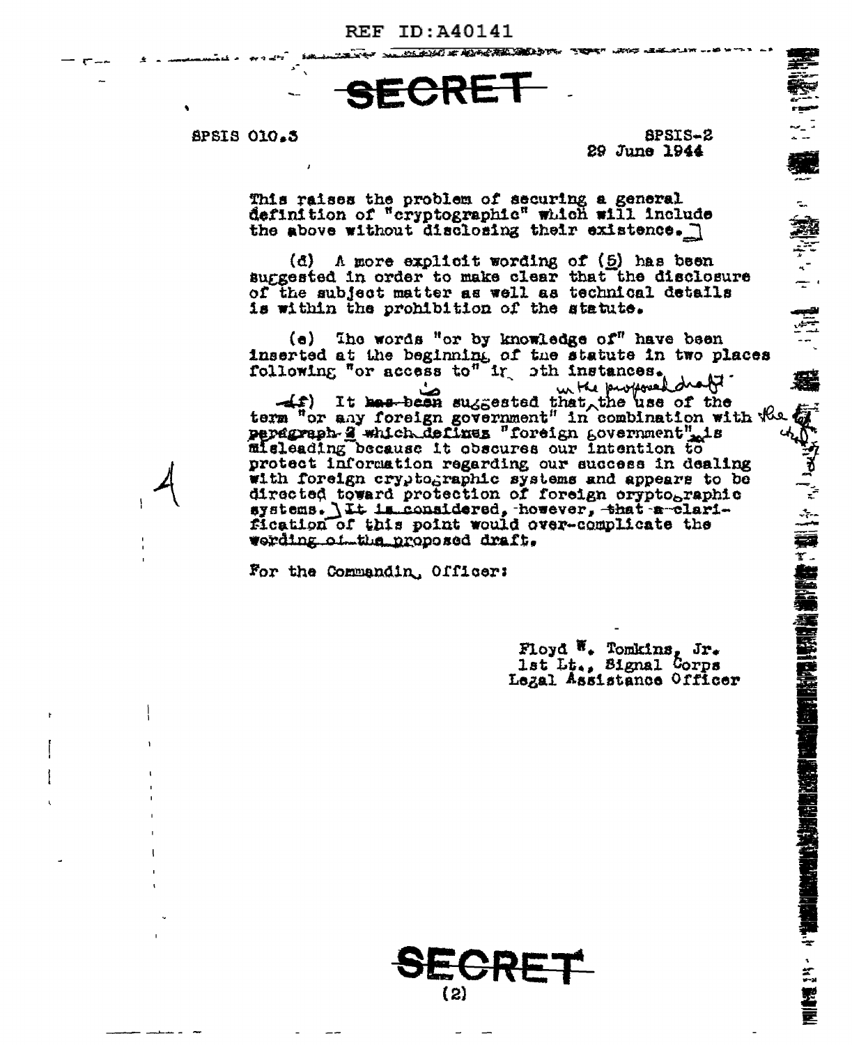REF ID:A40141

SECRET

SPSIS 010.3

SPSIS-2
29 June 1944

This raises the problem of securing a general definition of "cryptographic" which will include the above without disclosing their existence.]

(d) A more explicit wording of (5) has been suggested in order to make clear that the disclosure of the subject matter as well as technical details is within the prohibition of the statute.

(e) The words "or by knowledge of" have been inserted at the beginning of the statute in two places following "or access to" in both instances.

(f) It is suggested that, in the proposed draft, the use of the term "or any foreign government" in combination with the definition of "foreign government" is misleading because it obscures our intention to protect information regarding our success in dealing with foreign cryptographic systems and appears to be directed toward protection of foreign cryptographic systems.]

4

For the Commanding Officer:

Floyd W. Tomkins, Jr.
1st Lt., Signal Corps
Legal Assistance Officer

SECRET